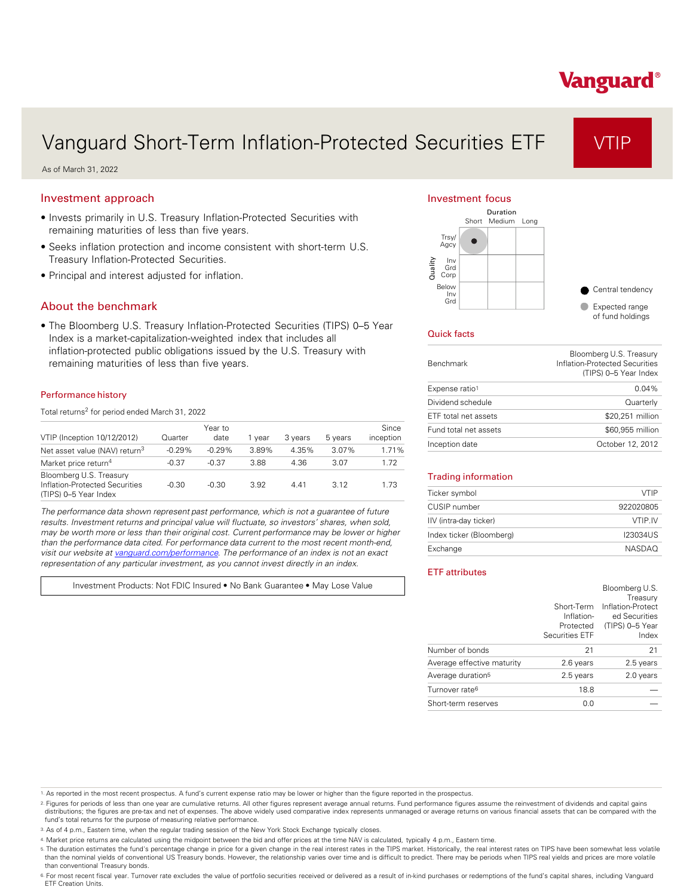Vanguard

# Vanguard Short-Term Inflation-Protected Securities ETF

VTIP

As of March 31, 2022

## Investment approach

- Invests primarily in U.S. Treasury Inflation-Protected Securities with remaining maturities of less than five years.
- Seeks inflation protection and income consistent with short-term U.S. Treasury Inflation-Protected Securities.
- Principal and interest adjusted for inflation.

## About the benchmark

- The Bloomberg U.S. Treasury Inflation-Protected Securities (TIPS) 0–5 Year Index is a market-capitalization-weighted index that includes all inflation-protected public obligations issued by the U.S. Treasury with remaining maturities of less than five years.

### Performance history

Total returns[2] for period ended March 31, 2022

| VTIP (Inception 10/12/2012) | Quarter | Year to date | 1 year | 3 years | 5 years | Since inception |
|---|---|---|---|---|---|---|
| Net asset value (NAV) return[3] | -0.29% | -0.29% | 3.89% | 4.35% | 3.07% | 1.71% |
| Market price return[4] | -0.37 | -0.37 | 3.88 | 4.36 | 3.07 | 1.72 |
| Bloomberg U.S. Treasury Inflation-Protected Securities (TIPS) 0–5 Year Index | -0.30 | -0.30 | 3.92 | 4.41 | 3.12 | 1.73 |

*The performance data shown represent past performance, which is not a guarantee of future results. Investment returns and principal value will fluctuate, so investors' shares, when sold, may be worth more or less than their original cost. Current performance may be lower or higher than the performance data cited. For performance data current to the most recent month-end, visit our website at vanguard.com/performance. The performance of an index is not an exact representation of any particular investment, as you cannot invest directly in an index.*

Investment Products: Not FDIC Insured • No Bank Guarantee • May Lose Value

## Investment focus

| Quality \ Duration | Short | Medium | Long |
|---|---|---|---|
| Trsy/ Agcy | ● | | |
| Inv Grd Corp | | | |
| Below Inv Grd | | | |

● Central tendency

● Expected range of fund holdings

## Quick facts

| | |
|---|---|
| Benchmark | Bloomberg U.S. Treasury Inflation-Protected Securities (TIPS) 0–5 Year Index |
| Expense ratio[1] | 0.04% |
| Dividend schedule | Quarterly |
| ETF total net assets | $20,251 million |
| Fund total net assets | $60,955 million |
| Inception date | October 12, 2012 |

## Trading information

| | |
|---|---|
| Ticker symbol | VTIP |
| CUSIP number | 922020805 |
| IIV (intra-day ticker) | VTIP.IV |
| Index ticker (Bloomberg) | I23034US |
| Exchange | NASDAQ |

## ETF attributes

| | Short-Term Inflation-Protected Securities ETF | Bloomberg U.S. Treasury Inflation-Protected Securities (TIPS) 0–5 Year Index |
|---|---|---|
| Number of bonds | 21 | 21 |
| Average effective maturity | 2.6 years | 2.5 years |
| Average duration[5] | 2.5 years | 2.0 years |
| Turnover rate[6] | 18.8 | — |
| Short-term reserves | 0.0 | — |

1. As reported in the most recent prospectus. A fund's current expense ratio may be lower or higher than the figure reported in the prospectus.
2. Figures for periods of less than one year are cumulative returns. All other figures represent average annual returns. Fund performance figures assume the reinvestment of dividends and capital gains distributions; the figures are pre-tax and net of expenses. The above widely used comparative index represents unmanaged or average returns on various financial assets that can be compared with the fund's total returns for the purpose of measuring relative performance.
3. As of 4 p.m., Eastern time, when the regular trading session of the New York Stock Exchange typically closes.
4. Market price returns are calculated using the midpoint between the bid and offer prices at the time NAV is calculated, typically 4 p.m., Eastern time.
5. The duration estimates the fund's percentage change in price for a given change in the real interest rates in the TIPS market. Historically, the real interest rates on TIPS have been somewhat less volatile than the nominal yields of conventional US Treasury bonds. However, the relationship varies over time and is difficult to predict. There may be periods when TIPS real yields and prices are more volatile than conventional Treasury bonds.
6. For most recent fiscal year. Turnover rate excludes the value of portfolio securities received or delivered as a result of in-kind purchases or redemptions of the fund's capital shares, including Vanguard ETF Creation Units.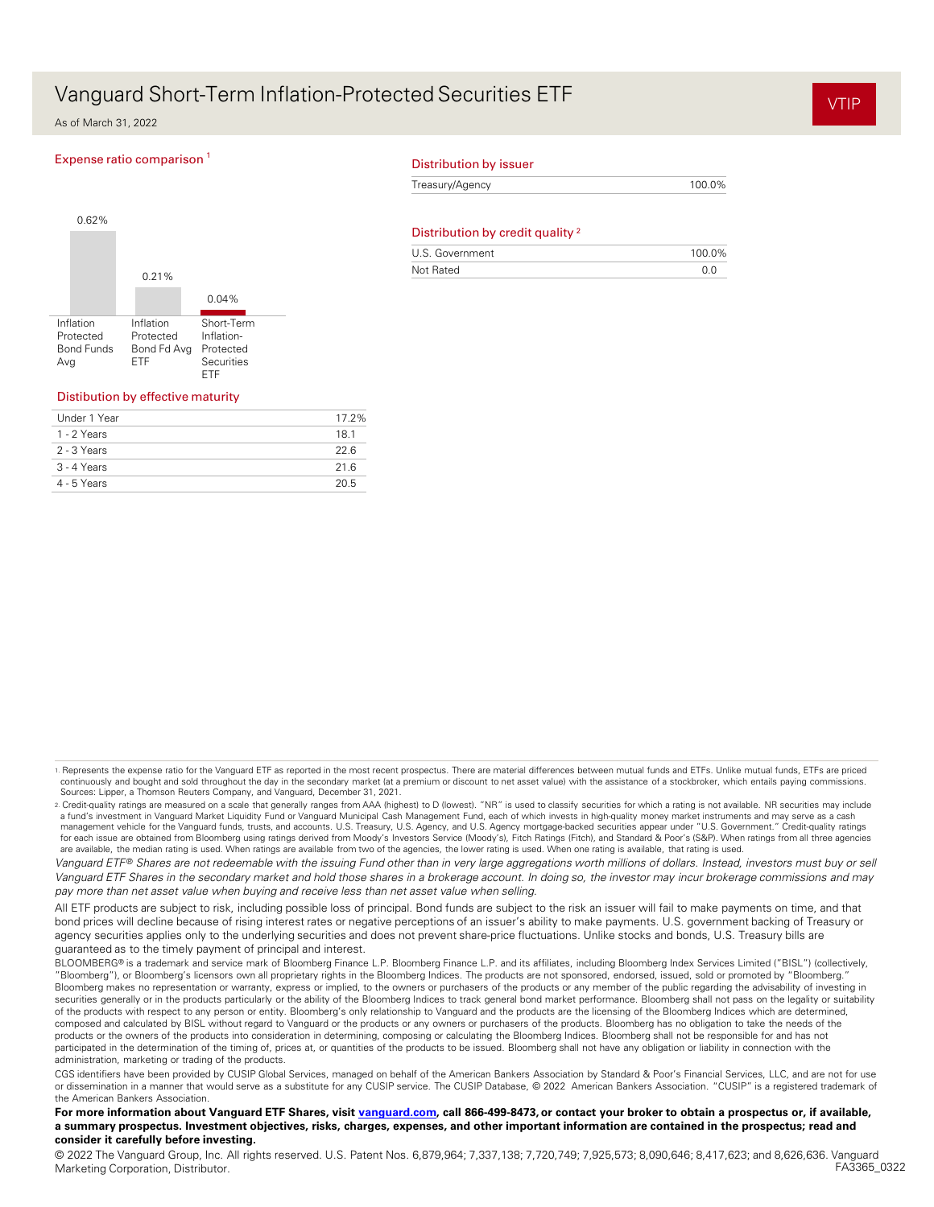# Vanguard Short-Term Inflation-Protected Securities ETF

As of March 31, 2022

VTIP

## Expense ratio comparison [1]

0.62%
0.21%
0.04%

Inflation Protected Bond Funds Avg
Inflation Protected Bond Fd Avg ETF
Short-Term Inflation-Protected Securities ETF

## Distibution by effective maturity

| | |
|---|---|
| Under 1 Year | 17.2% |
| 1 - 2 Years | 18.1 |
| 2 - 3 Years | 22.6 |
| 3 - 4 Years | 21.6 |
| 4 - 5 Years | 20.5 |

## Distribution by issuer

| | |
|---|---|
| Treasury/Agency | 100.0% |

## Distribution by credit quality [2]

| | |
|---|---|
| U.S. Government | 100.0% |
| Not Rated | 0.0 |

1. Represents the expense ratio for the Vanguard ETF as reported in the most recent prospectus. There are material differences between mutual funds and ETFs. Unlike mutual funds, ETFs are priced continuously and bought and sold throughout the day in the secondary market (at a premium or discount to net asset value) with the assistance of a stockbroker, which entails paying commissions. Sources: Lipper, a Thomson Reuters Company, and Vanguard, December 31, 2021.

2. Credit-quality ratings are measured on a scale that generally ranges from AAA (highest) to D (lowest). "NR" is used to classify securities for which a rating is not available. NR securities may include a fund's investment in Vanguard Market Liquidity Fund or Vanguard Municipal Cash Management Fund, each of which invests in high-quality money market instruments and may serve as a cash management vehicle for the Vanguard funds, trusts, and accounts. U.S. Treasury, U.S. Agency, and U.S. Agency mortgage-backed securities appear under "U.S. Government." Credit-quality ratings for each issue are obtained from Bloomberg using ratings derived from Moody's Investors Service (Moody's), Fitch Ratings (Fitch), and Standard & Poor's (S&P). When ratings from all three agencies are available, the median rating is used. When ratings are available from two of the agencies, the lower rating is used. When one rating is available, that rating is used.

*Vanguard ETF® Shares are not redeemable with the issuing Fund other than in very large aggregations worth millions of dollars. Instead, investors must buy or sell Vanguard ETF Shares in the secondary market and hold those shares in a brokerage account. In doing so, the investor may incur brokerage commissions and may pay more than net asset value when buying and receive less than net asset value when selling.*

All ETF products are subject to risk, including possible loss of principal. Bond funds are subject to the risk an issuer will fail to make payments on time, and that bond prices will decline because of rising interest rates or negative perceptions of an issuer's ability to make payments. U.S. government backing of Treasury or agency securities applies only to the underlying securities and does not prevent share-price fluctuations. Unlike stocks and bonds, U.S. Treasury bills are guaranteed as to the timely payment of principal and interest.

BLOOMBERG® is a trademark and service mark of Bloomberg Finance L.P. Bloomberg Finance L.P. and its affiliates, including Bloomberg Index Services Limited ("BISL") (collectively, "Bloomberg"), or Bloomberg's licensors own all proprietary rights in the Bloomberg Indices. The products are not sponsored, endorsed, issued, sold or promoted by "Bloomberg." Bloomberg makes no representation or warranty, express or implied, to the owners or purchasers of the products or any member of the public regarding the advisability of investing in securities generally or in the products particularly or the ability of the Bloomberg Indices to track general bond market performance. Bloomberg shall not pass on the legality or suitability of the products with respect to any person or entity. Bloomberg's only relationship to Vanguard and the products are the licensing of the Bloomberg Indices which are determined, composed and calculated by BISL without regard to Vanguard or the products or any owners or purchasers of the products. Bloomberg has no obligation to take the needs of the products or the owners of the products into consideration in determining, composing or calculating the Bloomberg Indices. Bloomberg shall not be responsible for and has not participated in the determination of the timing of, prices at, or quantities of the products to be issued. Bloomberg shall not have any obligation or liability in connection with the administration, marketing or trading of the products.

CGS identifiers have been provided by CUSIP Global Services, managed on behalf of the American Bankers Association by Standard & Poor's Financial Services, LLC, and are not for use or dissemination in a manner that would serve as a substitute for any CUSIP service. The CUSIP Database, © 2022 American Bankers Association. "CUSIP" is a registered trademark of the American Bankers Association.

**For more information about Vanguard ETF Shares, visit vanguard.com, call 866-499-8473, or contact your broker to obtain a prospectus or, if available, a summary prospectus. Investment objectives, risks, charges, expenses, and other important information are contained in the prospectus; read and consider it carefully before investing.**

© 2022 The Vanguard Group, Inc. All rights reserved. U.S. Patent Nos. 6,879,964; 7,337,138; 7,720,749; 7,925,573; 8,090,646; 8,417,623; and 8,626,636. Vanguard Marketing Corporation, Distributor.

FA3365_0322